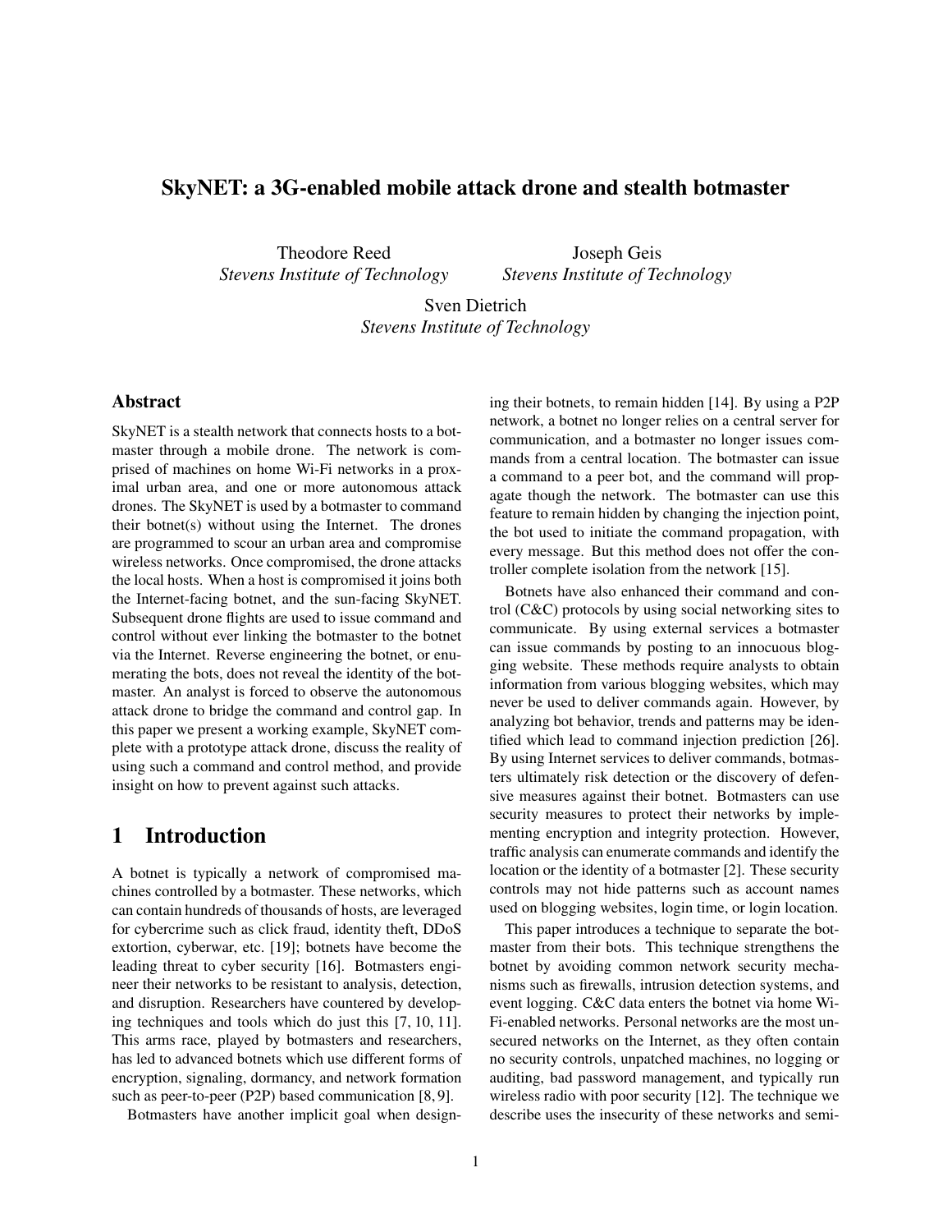# SkyNET: a 3G-enabled mobile attack drone and stealth botmaster

Theodore Reed
*Stevens Institute of Technology*

Joseph Geis
*Stevens Institute of Technology*

Sven Dietrich
*Stevens Institute of Technology*

## Abstract

SkyNET is a stealth network that connects hosts to a botmaster through a mobile drone. The network is comprised of machines on home Wi-Fi networks in a proximal urban area, and one or more autonomous attack drones. The SkyNET is used by a botmaster to command their botnet(s) without using the Internet. The drones are programmed to scour an urban area and compromise wireless networks. Once compromised, the drone attacks the local hosts. When a host is compromised it joins both the Internet-facing botnet, and the sun-facing SkyNET. Subsequent drone flights are used to issue command and control without ever linking the botmaster to the botnet via the Internet. Reverse engineering the botnet, or enumerating the bots, does not reveal the identity of the botmaster. An analyst is forced to observe the autonomous attack drone to bridge the command and control gap. In this paper we present a working example, SkyNET complete with a prototype attack drone, discuss the reality of using such a command and control method, and provide insight on how to prevent against such attacks.

## 1 Introduction

A botnet is typically a network of compromised machines controlled by a botmaster. These networks, which can contain hundreds of thousands of hosts, are leveraged for cybercrime such as click fraud, identity theft, DDoS extortion, cyberwar, etc. [19]; botnets have become the leading threat to cyber security [16]. Botmasters engineer their networks to be resistant to analysis, detection, and disruption. Researchers have countered by developing techniques and tools which do just this [7, 10, 11]. This arms race, played by botmasters and researchers, has led to advanced botnets which use different forms of encryption, signaling, dormancy, and network formation such as peer-to-peer (P2P) based communication [8, 9].

Botmasters have another implicit goal when designing their botnets, to remain hidden [14]. By using a P2P network, a botnet no longer relies on a central server for communication, and a botmaster no longer issues commands from a central location. The botmaster can issue a command to a peer bot, and the command will propagate though the network. The botmaster can use this feature to remain hidden by changing the injection point, the bot used to initiate the command propagation, with every message. But this method does not offer the controller complete isolation from the network [15].

Botnets have also enhanced their command and control (C&C) protocols by using social networking sites to communicate. By using external services a botmaster can issue commands by posting to an innocuous blogging website. These methods require analysts to obtain information from various blogging websites, which may never be used to deliver commands again. However, by analyzing bot behavior, trends and patterns may be identified which lead to command injection prediction [26]. By using Internet services to deliver commands, botmasters ultimately risk detection or the discovery of defensive measures against their botnet. Botmasters can use security measures to protect their networks by implementing encryption and integrity protection. However, traffic analysis can enumerate commands and identify the location or the identity of a botmaster [2]. These security controls may not hide patterns such as account names used on blogging websites, login time, or login location.

This paper introduces a technique to separate the botmaster from their bots. This technique strengthens the botnet by avoiding common network security mechanisms such as firewalls, intrusion detection systems, and event logging. C&C data enters the botnet via home Wi-Fi-enabled networks. Personal networks are the most unsecured networks on the Internet, as they often contain no security controls, unpatched machines, no logging or auditing, bad password management, and typically run wireless radio with poor security [12]. The technique we describe uses the insecurity of these networks and semi-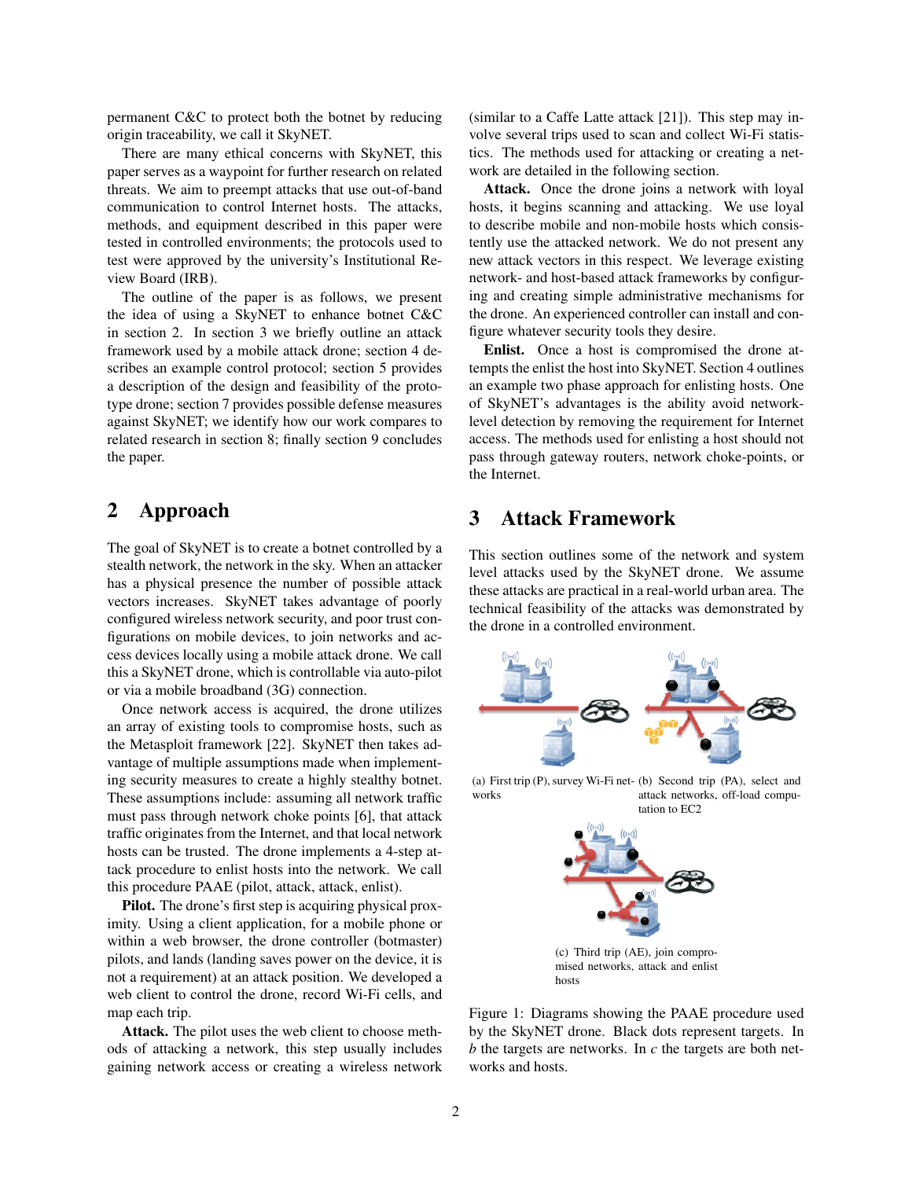permanent C&C to protect both the botnet by reducing origin traceability, we call it SkyNET.

There are many ethical concerns with SkyNET, this paper serves as a waypoint for further research on related threats. We aim to preempt attacks that use out-of-band communication to control Internet hosts. The attacks, methods, and equipment described in this paper were tested in controlled environments; the protocols used to test were approved by the university's Institutional Review Board (IRB).

The outline of the paper is as follows, we present the idea of using a SkyNET to enhance botnet C&C in section 2. In section 3 we briefly outline an attack framework used by a mobile attack drone; section 4 describes an example control protocol; section 5 provides a description of the design and feasibility of the prototype drone; section 7 provides possible defense measures against SkyNET; we identify how our work compares to related research in section 8; finally section 9 concludes the paper.

## 2 Approach

The goal of SkyNET is to create a botnet controlled by a stealth network, the network in the sky. When an attacker has a physical presence the number of possible attack vectors increases. SkyNET takes advantage of poorly configured wireless network security, and poor trust configurations on mobile devices, to join networks and access devices locally using a mobile attack drone. We call this a SkyNET drone, which is controllable via auto-pilot or via a mobile broadband (3G) connection.

Once network access is acquired, the drone utilizes an array of existing tools to compromise hosts, such as the Metasploit framework [22]. SkyNET then takes advantage of multiple assumptions made when implementing security measures to create a highly stealthy botnet. These assumptions include: assuming all network traffic must pass through network choke points [6], that attack traffic originates from the Internet, and that local network hosts can be trusted. The drone implements a 4-step attack procedure to enlist hosts into the network. We call this procedure PAAE (pilot, attack, attack, enlist).

**Pilot.** The drone's first step is acquiring physical proximity. Using a client application, for a mobile phone or within a web browser, the drone controller (botmaster) pilots, and lands (landing saves power on the device, it is not a requirement) at an attack position. We developed a web client to control the drone, record Wi-Fi cells, and map each trip.

**Attack.** The pilot uses the web client to choose methods of attacking a network, this step usually includes gaining network access or creating a wireless network (similar to a Caffe Latte attack [21]). This step may involve several trips used to scan and collect Wi-Fi statistics. The methods used for attacking or creating a network are detailed in the following section.

**Attack.** Once the drone joins a network with loyal hosts, it begins scanning and attacking. We use loyal to describe mobile and non-mobile hosts which consistently use the attacked network. We do not present any new attack vectors in this respect. We leverage existing network- and host-based attack frameworks by configuring and creating simple administrative mechanisms for the drone. An experienced controller can install and configure whatever security tools they desire.

**Enlist.** Once a host is compromised the drone attempts the enlist the host into SkyNET. Section 4 outlines an example two phase approach for enlisting hosts. One of SkyNET's advantages is the ability avoid network-level detection by removing the requirement for Internet access. The methods used for enlisting a host should not pass through gateway routers, network choke-points, or the Internet.

## 3 Attack Framework

This section outlines some of the network and system level attacks used by the SkyNET drone. We assume these attacks are practical in a real-world urban area. The technical feasibility of the attacks was demonstrated by the drone in a controlled environment.

(a) First trip (P), survey Wi-Fi networks

(b) Second trip (PA), select and attack networks, off-load computation to EC2

(c) Third trip (AE), join compromised networks, attack and enlist hosts

Figure 1: Diagrams showing the PAAE procedure used by the SkyNET drone. Black dots represent targets. In *b* the targets are networks. In *c* the targets are both networks and hosts.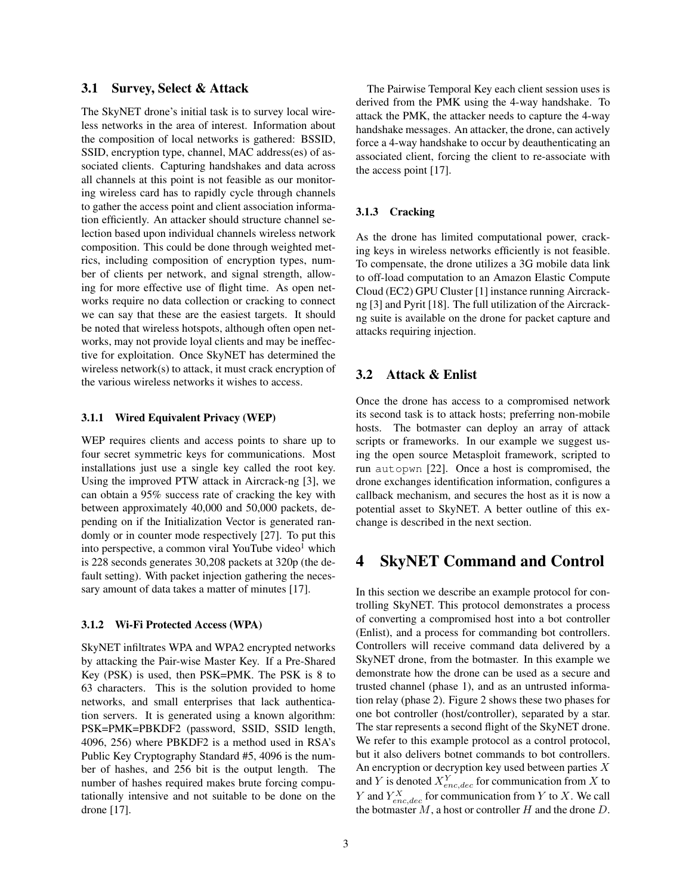### 3.1 Survey, Select & Attack

The SkyNET drone's initial task is to survey local wireless networks in the area of interest. Information about the composition of local networks is gathered: BSSID, SSID, encryption type, channel, MAC address(es) of associated clients. Capturing handshakes and data across all channels at this point is not feasible as our monitoring wireless card has to rapidly cycle through channels to gather the access point and client association information efficiently. An attacker should structure channel selection based upon individual channels wireless network composition. This could be done through weighted metrics, including composition of encryption types, number of clients per network, and signal strength, allowing for more effective use of flight time. As open networks require no data collection or cracking to connect we can say that these are the easiest targets. It should be noted that wireless hotspots, although often open networks, may not provide loyal clients and may be ineffective for exploitation. Once SkyNET has determined the wireless network(s) to attack, it must crack encryption of the various wireless networks it wishes to access.

#### 3.1.1 Wired Equivalent Privacy (WEP)

WEP requires clients and access points to share up to four secret symmetric keys for communications. Most installations just use a single key called the root key. Using the improved PTW attack in Aircrack-ng [3], we can obtain a 95% success rate of cracking the key with between approximately 40,000 and 50,000 packets, depending on if the Initialization Vector is generated randomly or in counter mode respectively [27]. To put this into perspective, a common viral YouTube video[1] which is 228 seconds generates 30,208 packets at 320p (the default setting). With packet injection gathering the necessary amount of data takes a matter of minutes [17].

#### 3.1.2 Wi-Fi Protected Access (WPA)

SkyNET infiltrates WPA and WPA2 encrypted networks by attacking the Pair-wise Master Key. If a Pre-Shared Key (PSK) is used, then PSK=PMK. The PSK is 8 to 63 characters. This is the solution provided to home networks, and small enterprises that lack authentication servers. It is generated using a known algorithm: PSK=PMK=PBKDF2 (password, SSID, SSID length, 4096, 256) where PBKDF2 is a method used in RSA's Public Key Cryptography Standard #5, 4096 is the number of hashes, and 256 bit is the output length. The number of hashes required makes brute forcing computationally intensive and not suitable to be done on the drone [17].

The Pairwise Temporal Key each client session uses is derived from the PMK using the 4-way handshake. To attack the PMK, the attacker needs to capture the 4-way handshake messages. An attacker, the drone, can actively force a 4-way handshake to occur by deauthenticating an associated client, forcing the client to re-associate with the access point [17].

#### 3.1.3 Cracking

As the drone has limited computational power, cracking keys in wireless networks efficiently is not feasible. To compensate, the drone utilizes a 3G mobile data link to off-load computation to an Amazon Elastic Compute Cloud (EC2) GPU Cluster [1] instance running Aircrack-ng [3] and Pyrit [18]. The full utilization of the Aircrack-ng suite is available on the drone for packet capture and attacks requiring injection.

### 3.2 Attack & Enlist

Once the drone has access to a compromised network its second task is to attack hosts; preferring non-mobile hosts. The botmaster can deploy an array of attack scripts or frameworks. In our example we suggest using the open source Metasploit framework, scripted to run `autopwn` [22]. Once a host is compromised, the drone exchanges identification information, configures a callback mechanism, and secures the host as it is now a potential asset to SkyNET. A better outline of this exchange is described in the next section.

## 4 SkyNET Command and Control

In this section we describe an example protocol for controlling SkyNET. This protocol demonstrates a process of converting a compromised host into a bot controller (Enlist), and a process for commanding bot controllers. Controllers will receive command data delivered by a SkyNET drone, from the botmaster. In this example we demonstrate how the drone can be used as a secure and trusted channel (phase 1), and as an untrusted information relay (phase 2). Figure 2 shows these two phases for one bot controller (host/controller), separated by a star. The star represents a second flight of the SkyNET drone. We refer to this example protocol as a control protocol, but it also delivers botnet commands to bot controllers. An encryption or decryption key used between parties $X$ and $Y$ is denoted $X^{Y}_{enc,dec}$ for communication from $X$ to $Y$ and $Y^{X}_{enc,dec}$ for communication from $Y$ to $X$. We call the botmaster $M$, a host or controller $H$ and the drone $D$.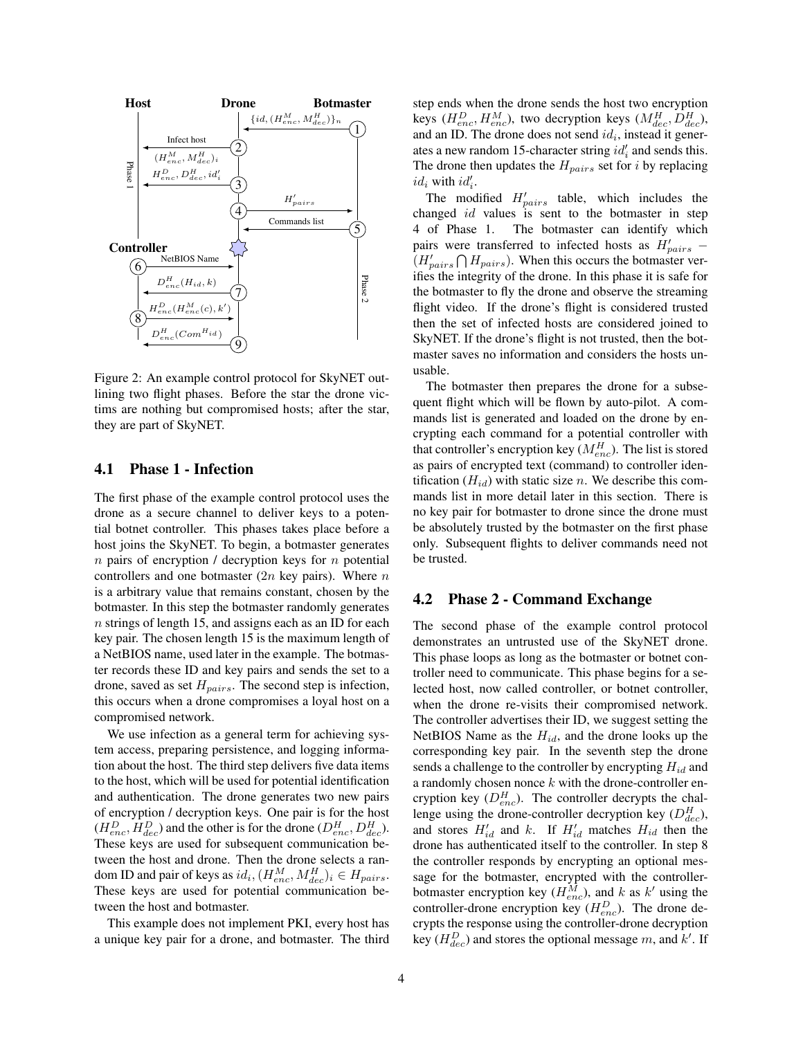Figure 2: An example control protocol for SkyNET outlining two flight phases. Before the star the drone victims are nothing but compromised hosts; after the star, they are part of SkyNET.

### 4.1 Phase 1 - Infection

The first phase of the example control protocol uses the drone as a secure channel to deliver keys to a potential botnet controller. This phases takes place before a host joins the SkyNET. To begin, a botmaster generates $n$ pairs of encryption / decryption keys for $n$ potential controllers and one botmaster ($2n$ key pairs). Where $n$ is a arbitrary value that remains constant, chosen by the botmaster. In this step the botmaster randomly generates $n$ strings of length 15, and assigns each as an ID for each key pair. The chosen length 15 is the maximum length of a NetBIOS name, used later in the example. The botmaster records these ID and key pairs and sends the set to a drone, saved as set $H_{pairs}$. The second step is infection, this occurs when a drone compromises a loyal host on a compromised network.

We use infection as a general term for achieving system access, preparing persistence, and logging information about the host. The third step delivers five data items to the host, which will be used for potential identification and authentication. The drone generates two new pairs of encryption / decryption keys. One pair is for the host ($H^D_{enc}, H^D_{dec}$) and the other is for the drone ($D^H_{enc}, D^H_{dec}$). These keys are used for subsequent communication between the host and drone. Then the drone selects a random ID and pair of keys as $id_i, (H^M_{enc}, M^H_{dec})_i \in H_{pairs}$. These keys are used for potential communication between the host and botmaster.

This example does not implement PKI, every host has a unique key pair for a drone, and botmaster. The third step ends when the drone sends the host two encryption keys ($H^D_{enc}, H^M_{enc}$), two decryption keys ($M^H_{dec}, D^H_{dec}$), and an ID. The drone does not send $id_i$, instead it generates a new random 15-character string $id'_i$ and sends this. The drone then updates the $H_{pairs}$ set for $i$ by replacing $id_i$ with $id'_i$.

The modified $H'_{pairs}$ table, which includes the changed $id$ values is sent to the botmaster in step 4 of Phase 1. The botmaster can identify which pairs were transferred to infected hosts as $H'_{pairs} - (H'_{pairs} \bigcap H_{pairs})$. When this occurs the botmaster verifies the integrity of the drone. In this phase it is safe for the botmaster to fly the drone and observe the streaming flight video. If the drone's flight is considered trusted then the set of infected hosts are considered joined to SkyNET. If the drone's flight is not trusted, then the botmaster saves no information and considers the hosts unusable.

The botmaster then prepares the drone for a subsequent flight which will be flown by auto-pilot. A commands list is generated and loaded on the drone by encrypting each command for a potential controller with that controller's encryption key ($M^H_{enc}$). The list is stored as pairs of encrypted text (command) to controller identification ($H_{id}$) with static size $n$. We describe this commands list in more detail later in this section. There is no key pair for botmaster to drone since the drone must be absolutely trusted by the botmaster on the first phase only. Subsequent flights to deliver commands need not be trusted.

### 4.2 Phase 2 - Command Exchange

The second phase of the example control protocol demonstrates an untrusted use of the SkyNET drone. This phase loops as long as the botmaster or botnet controller need to communicate. This phase begins for a selected host, now called controller, or botnet controller, when the drone re-visits their compromised network. The controller advertises their ID, we suggest setting the NetBIOS Name as the $H_{id}$, and the drone looks up the corresponding key pair. In the seventh step the drone sends a challenge to the controller by encrypting $H_{id}$ and a randomly chosen nonce $k$ with the drone-controller encryption key ($D^H_{enc}$). The controller decrypts the challenge using the drone-controller decryption key ($D^H_{dec}$), and stores $H'_{id}$ and $k$. If $H'_{id}$ matches $H_{id}$ then the drone has authenticated itself to the controller. In step 8 the controller responds by encrypting an optional message for the botmaster, encrypted with the controller-botmaster encryption key ($H^M_{enc}$), and $k$ as $k'$ using the controller-drone encryption key ($H^D_{enc}$). The drone decrypts the response using the controller-drone decryption key ($H^D_{dec}$) and stores the optional message $m$, and $k'$. If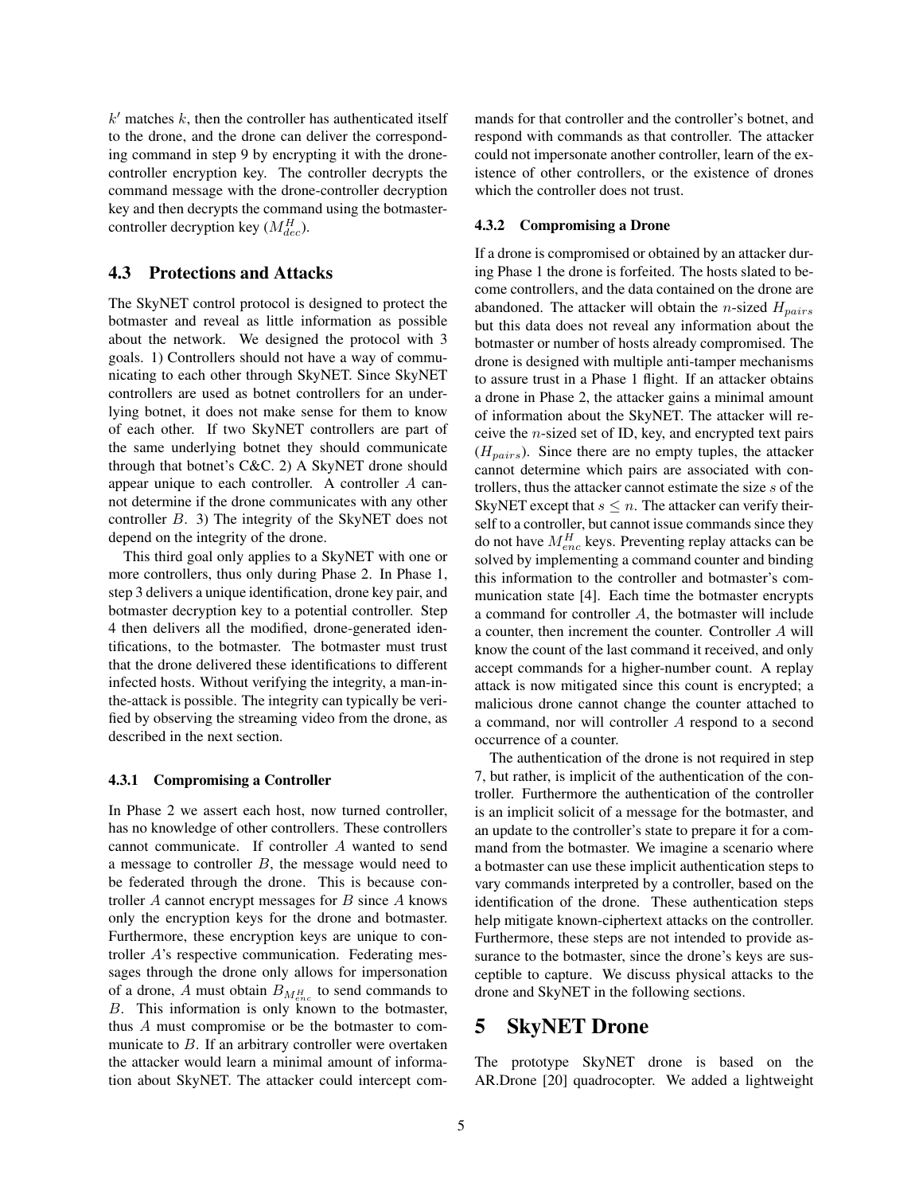$k'$ matches $k$, then the controller has authenticated itself to the drone, and the drone can deliver the corresponding command in step 9 by encrypting it with the drone-controller encryption key. The controller decrypts the command message with the drone-controller decryption key and then decrypts the command using the botmaster-controller decryption key ($M^H_{dec}$).

## 4.3 Protections and Attacks

The SkyNET control protocol is designed to protect the botmaster and reveal as little information as possible about the network. We designed the protocol with 3 goals. 1) Controllers should not have a way of communicating to each other through SkyNET. Since SkyNET controllers are used as botnet controllers for an underlying botnet, it does not make sense for them to know of each other. If two SkyNET controllers are part of the same underlying botnet they should communicate through that botnet's C&C. 2) A SkyNET drone should appear unique to each controller. A controller $A$ cannot determine if the drone communicates with any other controller $B$. 3) The integrity of the SkyNET does not depend on the integrity of the drone.

This third goal only applies to a SkyNET with one or more controllers, thus only during Phase 2. In Phase 1, step 3 delivers a unique identification, drone key pair, and botmaster decryption key to a potential controller. Step 4 then delivers all the modified, drone-generated identifications, to the botmaster. The botmaster must trust that the drone delivered these identifications to different infected hosts. Without verifying the integrity, a man-in-the-attack is possible. The integrity can typically be verified by observing the streaming video from the drone, as described in the next section.

### 4.3.1 Compromising a Controller

In Phase 2 we assert each host, now turned controller, has no knowledge of other controllers. These controllers cannot communicate. If controller $A$ wanted to send a message to controller $B$, the message would need to be federated through the drone. This is because controller $A$ cannot encrypt messages for $B$ since $A$ knows only the encryption keys for the drone and botmaster. Furthermore, these encryption keys are unique to controller $A$'s respective communication. Federating messages through the drone only allows for impersonation of a drone, $A$ must obtain $B_{M^H_{enc}}$ to send commands to $B$. This information is only known to the botmaster, thus $A$ must compromise or be the botmaster to communicate to $B$. If an arbitrary controller were overtaken the attacker would learn a minimal amount of information about SkyNET. The attacker could intercept commands for that controller and the controller's botnet, and respond with commands as that controller. The attacker could not impersonate another controller, learn of the existence of other controllers, or the existence of drones which the controller does not trust.

### 4.3.2 Compromising a Drone

If a drone is compromised or obtained by an attacker during Phase 1 the drone is forfeited. The hosts slated to become controllers, and the data contained on the drone are abandoned. The attacker will obtain the $n$-sized $H_{pairs}$ but this data does not reveal any information about the botmaster or number of hosts already compromised. The drone is designed with multiple anti-tamper mechanisms to assure trust in a Phase 1 flight. If an attacker obtains a drone in Phase 2, the attacker gains a minimal amount of information about the SkyNET. The attacker will receive the $n$-sized set of ID, key, and encrypted text pairs ($H_{pairs}$). Since there are no empty tuples, the attacker cannot determine which pairs are associated with controllers, thus the attacker cannot estimate the size $s$ of the SkyNET except that $s \leq n$. The attacker can verify theirself to a controller, but cannot issue commands since they do not have $M^H_{enc}$ keys. Preventing replay attacks can be solved by implementing a command counter and binding this information to the controller and botmaster's communication state [4]. Each time the botmaster encrypts a command for controller $A$, the botmaster will include a counter, then increment the counter. Controller $A$ will know the count of the last command it received, and only accept commands for a higher-number count. A replay attack is now mitigated since this count is encrypted; a malicious drone cannot change the counter attached to a command, nor will controller $A$ respond to a second occurrence of a counter.

The authentication of the drone is not required in step 7, but rather, is implicit of the authentication of the controller. Furthermore the authentication of the controller is an implicit solicit of a message for the botmaster, and an update to the controller's state to prepare it for a command from the botmaster. We imagine a scenario where a botmaster can use these implicit authentication steps to vary commands interpreted by a controller, based on the identification of the drone. These authentication steps help mitigate known-ciphertext attacks on the controller. Furthermore, these steps are not intended to provide assurance to the botmaster, since the drone's keys are susceptible to capture. We discuss physical attacks to the drone and SkyNET in the following sections.

# 5 SkyNET Drone

The prototype SkyNET drone is based on the AR.Drone [20] quadrocopter. We added a lightweight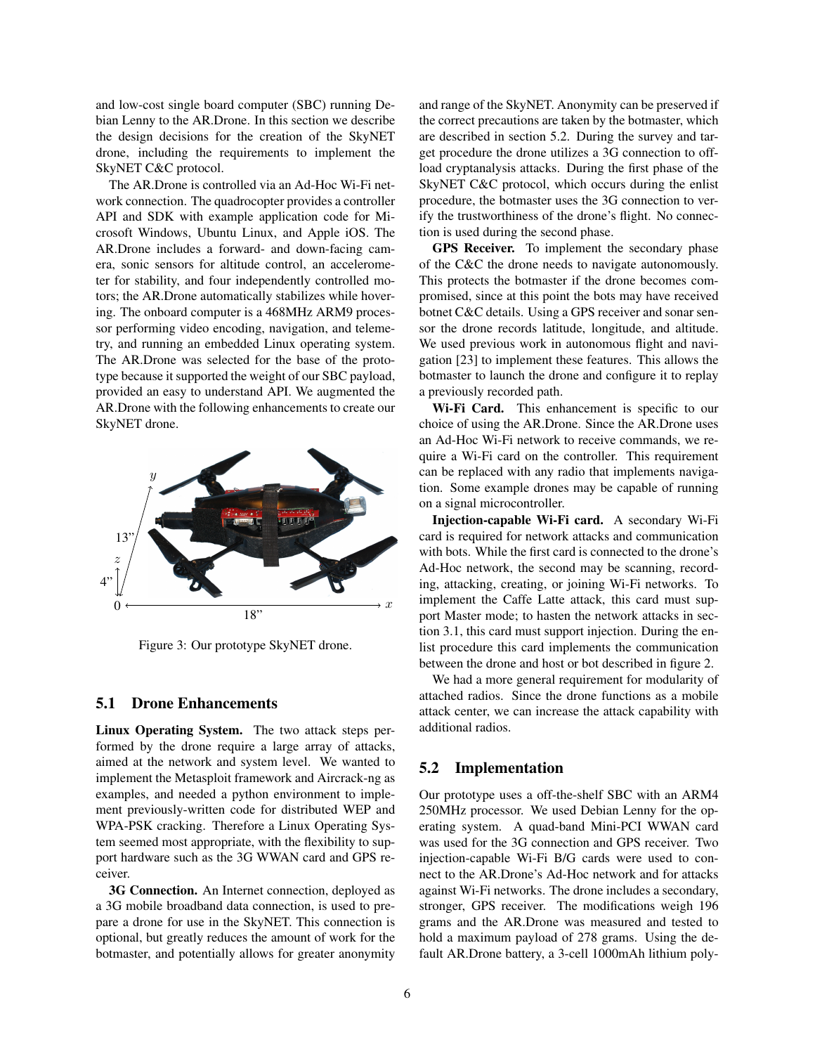and low-cost single board computer (SBC) running Debian Lenny to the AR.Drone. In this section we describe the design decisions for the creation of the SkyNET drone, including the requirements to implement the SkyNET C&C protocol.

The AR.Drone is controlled via an Ad-Hoc Wi-Fi network connection. The quadrocopter provides a controller API and SDK with example application code for Microsoft Windows, Ubuntu Linux, and Apple iOS. The AR.Drone includes a forward- and down-facing camera, sonic sensors for altitude control, an accelerometer for stability, and four independently controlled motors; the AR.Drone automatically stabilizes while hovering. The onboard computer is a 468MHz ARM9 processor performing video encoding, navigation, and telemetry, and running an embedded Linux operating system. The AR.Drone was selected for the base of the prototype because it supported the weight of our SBC payload, provided an easy to understand API. We augmented the AR.Drone with the following enhancements to create our SkyNET drone.

Figure 3: Our prototype SkyNET drone.

## 5.1 Drone Enhancements

**Linux Operating System.** The two attack steps performed by the drone require a large array of attacks, aimed at the network and system level. We wanted to implement the Metasploit framework and Aircrack-ng as examples, and needed a python environment to implement previously-written code for distributed WEP and WPA-PSK cracking. Therefore a Linux Operating System seemed most appropriate, with the flexibility to support hardware such as the 3G WWAN card and GPS receiver.

**3G Connection.** An Internet connection, deployed as a 3G mobile broadband data connection, is used to prepare a drone for use in the SkyNET. This connection is optional, but greatly reduces the amount of work for the botmaster, and potentially allows for greater anonymity and range of the SkyNET. Anonymity can be preserved if the correct precautions are taken by the botmaster, which are described in section 5.2. During the survey and target procedure the drone utilizes a 3G connection to offload cryptanalysis attacks. During the first phase of the SkyNET C&C protocol, which occurs during the enlist procedure, the botmaster uses the 3G connection to verify the trustworthiness of the drone's flight. No connection is used during the second phase.

**GPS Receiver.** To implement the secondary phase of the C&C the drone needs to navigate autonomously. This protects the botmaster if the drone becomes compromised, since at this point the bots may have received botnet C&C details. Using a GPS receiver and sonar sensor the drone records latitude, longitude, and altitude. We used previous work in autonomous flight and navigation [23] to implement these features. This allows the botmaster to launch the drone and configure it to replay a previously recorded path.

**Wi-Fi Card.** This enhancement is specific to our choice of using the AR.Drone. Since the AR.Drone uses an Ad-Hoc Wi-Fi network to receive commands, we require a Wi-Fi card on the controller. This requirement can be replaced with any radio that implements navigation. Some example drones may be capable of running on a signal microcontroller.

**Injection-capable Wi-Fi card.** A secondary Wi-Fi card is required for network attacks and communication with bots. While the first card is connected to the drone's Ad-Hoc network, the second may be scanning, recording, attacking, creating, or joining Wi-Fi networks. To implement the Caffe Latte attack, this card must support Master mode; to hasten the network attacks in section 3.1, this card must support injection. During the enlist procedure this card implements the communication between the drone and host or bot described in figure 2.

We had a more general requirement for modularity of attached radios. Since the drone functions as a mobile attack center, we can increase the attack capability with additional radios.

## 5.2 Implementation

Our prototype uses a off-the-shelf SBC with an ARM4 250MHz processor. We used Debian Lenny for the operating system. A quad-band Mini-PCI WWAN card was used for the 3G connection and GPS receiver. Two injection-capable Wi-Fi B/G cards were used to connect to the AR.Drone's Ad-Hoc network and for attacks against Wi-Fi networks. The drone includes a secondary, stronger, GPS receiver. The modifications weigh 196 grams and the AR.Drone was measured and tested to hold a maximum payload of 278 grams. Using the default AR.Drone battery, a 3-cell 1000mAh lithium poly-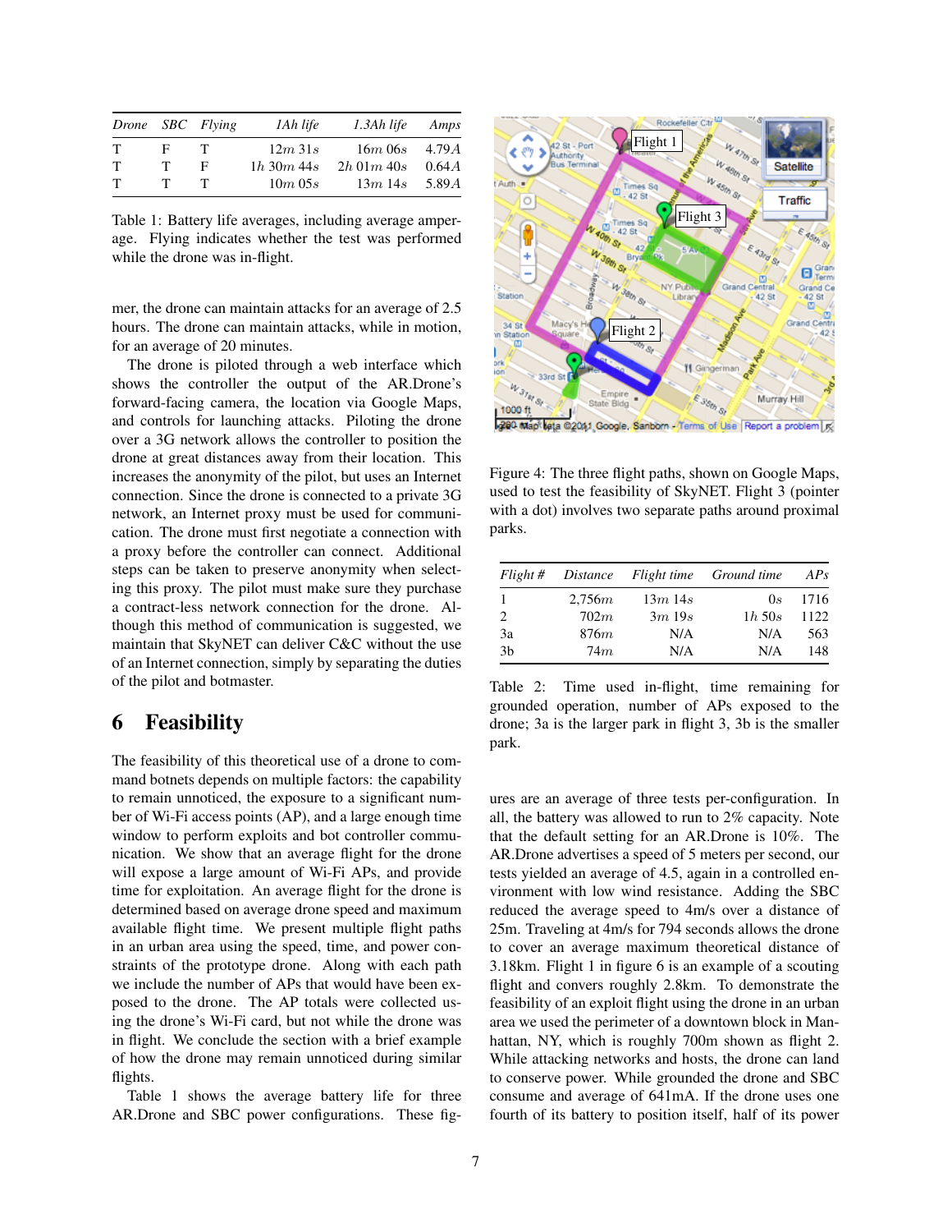| Drone | SBC | Flying | 1Ah life | 1.3Ah life | Amps |
|---|---|---|---|---|---|
| T | F | T | $12m\ 31s$ | $16m\ 06s$ | $4.79A$ |
| T | T | F | $1h\ 30m\ 44s$ | $2h\ 01m\ 40s$ | $0.64A$ |
| T | T | T | $10m\ 05s$ | $13m\ 14s$ | $5.89A$ |

Table 1: Battery life averages, including average amperage. Flying indicates whether the test was performed while the drone was in-flight.

mer, the drone can maintain attacks for an average of 2.5 hours. The drone can maintain attacks, while in motion, for an average of 20 minutes.

The drone is piloted through a web interface which shows the controller the output of the AR.Drone's forward-facing camera, the location via Google Maps, and controls for launching attacks. Piloting the drone over a 3G network allows the controller to position the drone at great distances away from their location. This increases the anonymity of the pilot, but uses an Internet connection. Since the drone is connected to a private 3G network, an Internet proxy must be used for communication. The drone must first negotiate a connection with a proxy before the controller can connect. Additional steps can be taken to preserve anonymity when selecting this proxy. The pilot must make sure they purchase a contract-less network connection for the drone. Although this method of communication is suggested, we maintain that SkyNET can deliver C&C without the use of an Internet connection, simply by separating the duties of the pilot and botmaster.

## 6 Feasibility

The feasibility of this theoretical use of a drone to command botnets depends on multiple factors: the capability to remain unnoticed, the exposure to a significant number of Wi-Fi access points (AP), and a large enough time window to perform exploits and bot controller communication. We show that an average flight for the drone will expose a large amount of Wi-Fi APs, and provide time for exploitation. An average flight for the drone is determined based on average drone speed and maximum available flight time. We present multiple flight paths in an urban area using the speed, time, and power constraints of the prototype drone. Along with each path we include the number of APs that would have been exposed to the drone. The AP totals were collected using the drone's Wi-Fi card, but not while the drone was in flight. We conclude the section with a brief example of how the drone may remain unnoticed during similar flights.

Table 1 shows the average battery life for three AR.Drone and SBC power configurations. These figures are an average of three tests per-configuration. In all, the battery was allowed to run to 2% capacity. Note that the default setting for an AR.Drone is 10%. The AR.Drone advertises a speed of 5 meters per second, our tests yielded an average of 4.5, again in a controlled environment with low wind resistance. Adding the SBC reduced the average speed to 4m/s over a distance of 25m. Traveling at 4m/s for 794 seconds allows the drone to cover an average maximum theoretical distance of 3.18km. Flight 1 in figure 6 is an example of a scouting flight and convers roughly 2.8km. To demonstrate the feasibility of an exploit flight using the drone in an urban area we used the perimeter of a downtown block in Manhattan, NY, which is roughly 700m shown as flight 2. While attacking networks and hosts, the drone can land to conserve power. While grounded the drone and SBC consume and average of 641mA. If the drone uses one fourth of its battery to position itself, half of its power

Figure 4: The three flight paths, shown on Google Maps, used to test the feasibility of SkyNET. Flight 3 (pointer with a dot) involves two separate paths around proximal parks.

| Flight # | Distance | Flight time | Ground time | APs |
|---|---|---|---|---|
| 1 | $2{,}756m$ | $13m\ 14s$ | $0s$ | 1716 |
| 2 | $702m$ | $3m\ 19s$ | $1h\ 50s$ | 1122 |
| 3a | $876m$ | N/A | N/A | 563 |
| 3b | $74m$ | N/A | N/A | 148 |

Table 2: Time used in-flight, time remaining for grounded operation, number of APs exposed to the drone; 3a is the larger park in flight 3, 3b is the smaller park.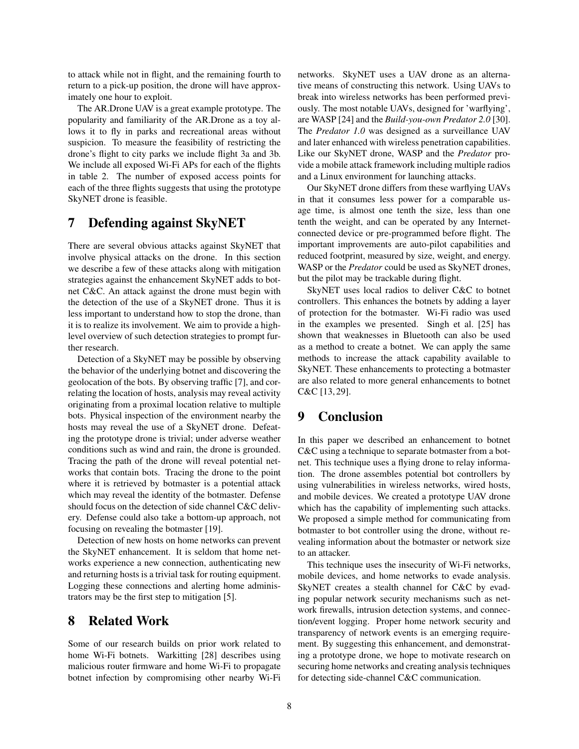to attack while not in flight, and the remaining fourth to return to a pick-up position, the drone will have approximately one hour to exploit.

The AR.Drone UAV is a great example prototype. The popularity and familiarity of the AR.Drone as a toy allows it to fly in parks and recreational areas without suspicion. To measure the feasibility of restricting the drone's flight to city parks we include flight 3a and 3b. We include all exposed Wi-Fi APs for each of the flights in table 2. The number of exposed access points for each of the three flights suggests that using the prototype SkyNET drone is feasible.

# 7 Defending against SkyNET

There are several obvious attacks against SkyNET that involve physical attacks on the drone. In this section we describe a few of these attacks along with mitigation strategies against the enhancement SkyNET adds to botnet C&C. An attack against the drone must begin with the detection of the use of a SkyNET drone. Thus it is less important to understand how to stop the drone, than it is to realize its involvement. We aim to provide a high-level overview of such detection strategies to prompt further research.

Detection of a SkyNET may be possible by observing the behavior of the underlying botnet and discovering the geolocation of the bots. By observing traffic [7], and correlating the location of hosts, analysis may reveal activity originating from a proximal location relative to multiple bots. Physical inspection of the environment nearby the hosts may reveal the use of a SkyNET drone. Defeating the prototype drone is trivial; under adverse weather conditions such as wind and rain, the drone is grounded. Tracing the path of the drone will reveal potential networks that contain bots. Tracing the drone to the point where it is retrieved by botmaster is a potential attack which may reveal the identity of the botmaster. Defense should focus on the detection of side channel C&C delivery. Defense could also take a bottom-up approach, not focusing on revealing the botmaster [19].

Detection of new hosts on home networks can prevent the SkyNET enhancement. It is seldom that home networks experience a new connection, authenticating new and returning hosts is a trivial task for routing equipment. Logging these connections and alerting home administrators may be the first step to mitigation [5].

# 8 Related Work

Some of our research builds on prior work related to home Wi-Fi botnets. Warkitting [28] describes using malicious router firmware and home Wi-Fi to propagate botnet infection by compromising other nearby Wi-Fi networks. SkyNET uses a UAV drone as an alternative means of constructing this network. Using UAVs to break into wireless networks has been performed previously. The most notable UAVs, designed for 'warflying', are WASP [24] and the *Build-you-own Predator 2.0* [30]. The *Predator 1.0* was designed as a surveillance UAV and later enhanced with wireless penetration capabilities. Like our SkyNET drone, WASP and the *Predator* provide a mobile attack framework including multiple radios and a Linux environment for launching attacks.

Our SkyNET drone differs from these warflying UAVs in that it consumes less power for a comparable usage time, is almost one tenth the size, less than one tenth the weight, and can be operated by any Internet-connected device or pre-programmed before flight. The important improvements are auto-pilot capabilities and reduced footprint, measured by size, weight, and energy. WASP or the *Predator* could be used as SkyNET drones, but the pilot may be trackable during flight.

SkyNET uses local radios to deliver C&C to botnet controllers. This enhances the botnets by adding a layer of protection for the botmaster. Wi-Fi radio was used in the examples we presented. Singh et al. [25] has shown that weaknesses in Bluetooth can also be used as a method to create a botnet. We can apply the same methods to increase the attack capability available to SkyNET. These enhancements to protecting a botmaster are also related to more general enhancements to botnet C&C [13, 29].

# 9 Conclusion

In this paper we described an enhancement to botnet C&C using a technique to separate botmaster from a botnet. This technique uses a flying drone to relay information. The drone assembles potential bot controllers by using vulnerabilities in wireless networks, wired hosts, and mobile devices. We created a prototype UAV drone which has the capability of implementing such attacks. We proposed a simple method for communicating from botmaster to bot controller using the drone, without revealing information about the botmaster or network size to an attacker.

This technique uses the insecurity of Wi-Fi networks, mobile devices, and home networks to evade analysis. SkyNET creates a stealth channel for C&C by evading popular network security mechanisms such as network firewalls, intrusion detection systems, and connection/event logging. Proper home network security and transparency of network events is an emerging requirement. By suggesting this enhancement, and demonstrating a prototype drone, we hope to motivate research on securing home networks and creating analysis techniques for detecting side-channel C&C communication.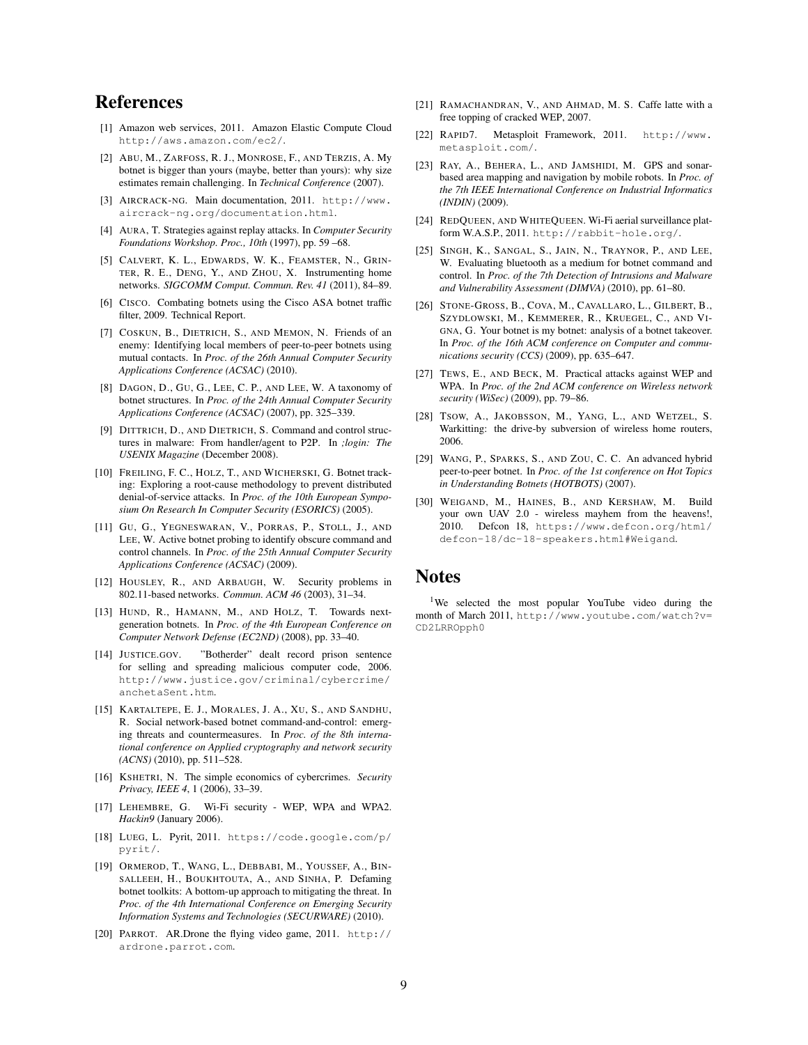# References

[1] Amazon web services, 2011. Amazon Elastic Compute Cloud http://aws.amazon.com/ec2/.

[2] Abu, M., Zarfoss, R. J., Monrose, F., and Terzis, A. My botnet is bigger than yours (maybe, better than yours): why size estimates remain challenging. In *Technical Conference* (2007).

[3] Aircrack-ng. Main documentation, 2011. http://www.aircrack-ng.org/documentation.html.

[4] Aura, T. Strategies against replay attacks. In *Computer Security Foundations Workshop. Proc., 10th* (1997), pp. 59 –68.

[5] Calvert, K. L., Edwards, W. K., Feamster, N., Grinter, R. E., Deng, Y., and Zhou, X. Instrumenting home networks. *SIGCOMM Comput. Commun. Rev. 41* (2011), 84–89.

[6] Cisco. Combating botnets using the Cisco ASA botnet traffic filter, 2009. Technical Report.

[7] Coskun, B., Dietrich, S., and Memon, N. Friends of an enemy: Identifying local members of peer-to-peer botnets using mutual contacts. In *Proc. of the 26th Annual Computer Security Applications Conference (ACSAC)* (2010).

[8] Dagon, D., Gu, G., Lee, C. P., and Lee, W. A taxonomy of botnet structures. In *Proc. of the 24th Annual Computer Security Applications Conference (ACSAC)* (2007), pp. 325–339.

[9] Dittrich, D., and Dietrich, S. Command and control structures in malware: From handler/agent to P2P. In *;login: The USENIX Magazine* (December 2008).

[10] Freiling, F. C., Holz, T., and Wicherski, G. Botnet tracking: Exploring a root-cause methodology to prevent distributed denial-of-service attacks. In *Proc. of the 10th European Symposium On Research In Computer Security (ESORICS)* (2005).

[11] Gu, G., Yegneswaran, V., Porras, P., Stoll, J., and Lee, W. Active botnet probing to identify obscure command and control channels. In *Proc. of the 25th Annual Computer Security Applications Conference (ACSAC)* (2009).

[12] Housley, R., and Arbaugh, W. Security problems in 802.11-based networks. *Commun. ACM 46* (2003), 31–34.

[13] Hund, R., Hamann, M., and Holz, T. Towards next-generation botnets. In *Proc. of the 4th European Conference on Computer Network Defense (EC2ND)* (2008), pp. 33–40.

[14] Justice.gov. "Botherder" dealt record prison sentence for selling and spreading malicious computer code, 2006. http://www.justice.gov/criminal/cybercrime/anchetaSent.htm.

[15] Kartaltepe, E. J., Morales, J. A., Xu, S., and Sandhu, R. Social network-based botnet command-and-control: emerging threats and countermeasures. In *Proc. of the 8th international conference on Applied cryptography and network security (ACNS)* (2010), pp. 511–528.

[16] Kshetri, N. The simple economics of cybercrimes. *Security Privacy, IEEE 4*, 1 (2006), 33–39.

[17] Lehembre, G. Wi-Fi security - WEP, WPA and WPA2. *Hackin9* (January 2006).

[18] Lueg, L. Pyrit, 2011. https://code.google.com/p/pyrit/.

[19] Ormerod, T., Wang, L., Debbabi, M., Youssef, A., Binsalleeh, H., Boukhtouta, A., and Sinha, P. Defaming botnet toolkits: A bottom-up approach to mitigating the threat. In *Proc. of the 4th International Conference on Emerging Security Information Systems and Technologies (SECURWARE)* (2010).

[20] Parrot. AR.Drone the flying video game, 2011. http://ardrone.parrot.com.

[21] Ramachandran, V., and Ahmad, M. S. Caffe latte with a free topping of cracked WEP, 2007.

[22] Rapid7. Metasploit Framework, 2011. http://www.metasploit.com/.

[23] Ray, A., Behera, L., and Jamshidi, M. GPS and sonar-based area mapping and navigation by mobile robots. In *Proc. of the 7th IEEE International Conference on Industrial Informatics (INDIN)* (2009).

[24] RedQueen, and WhiteQueen. Wi-Fi aerial surveillance platform W.A.S.P., 2011. http://rabbit-hole.org/.

[25] Singh, K., Sangal, S., Jain, N., Traynor, P., and Lee, W. Evaluating bluetooth as a medium for botnet command and control. In *Proc. of the 7th Detection of Intrusions and Malware and Vulnerability Assessment (DIMVA)* (2010), pp. 61–80.

[26] Stone-Gross, B., Cova, M., Cavallaro, L., Gilbert, B., Szydlowski, M., Kemmerer, R., Kruegel, C., and Vigna, G. Your botnet is my botnet: analysis of a botnet takeover. In *Proc. of the 16th ACM conference on Computer and communications security (CCS)* (2009), pp. 635–647.

[27] Tews, E., and Beck, M. Practical attacks against WEP and WPA. In *Proc. of the 2nd ACM conference on Wireless network security (WiSec)* (2009), pp. 79–86.

[28] Tsow, A., Jakobsson, M., Yang, L., and Wetzel, S. Warkitting: the drive-by subversion of wireless home routers, 2006.

[29] Wang, P., Sparks, S., and Zou, C. C. An advanced hybrid peer-to-peer botnet. In *Proc. of the 1st conference on Hot Topics in Understanding Botnets (HOTBOTS)* (2007).

[30] Weigand, M., Haines, B., and Kershaw, M. Build your own UAV 2.0 - wireless mayhem from the heavens!, 2010. Defcon 18, https://www.defcon.org/html/defcon-18/dc-18-speakers.html#Weigand.

# Notes

[1]We selected the most popular YouTube video during the month of March 2011, http://www.youtube.com/watch?v=CD2LRROpph0